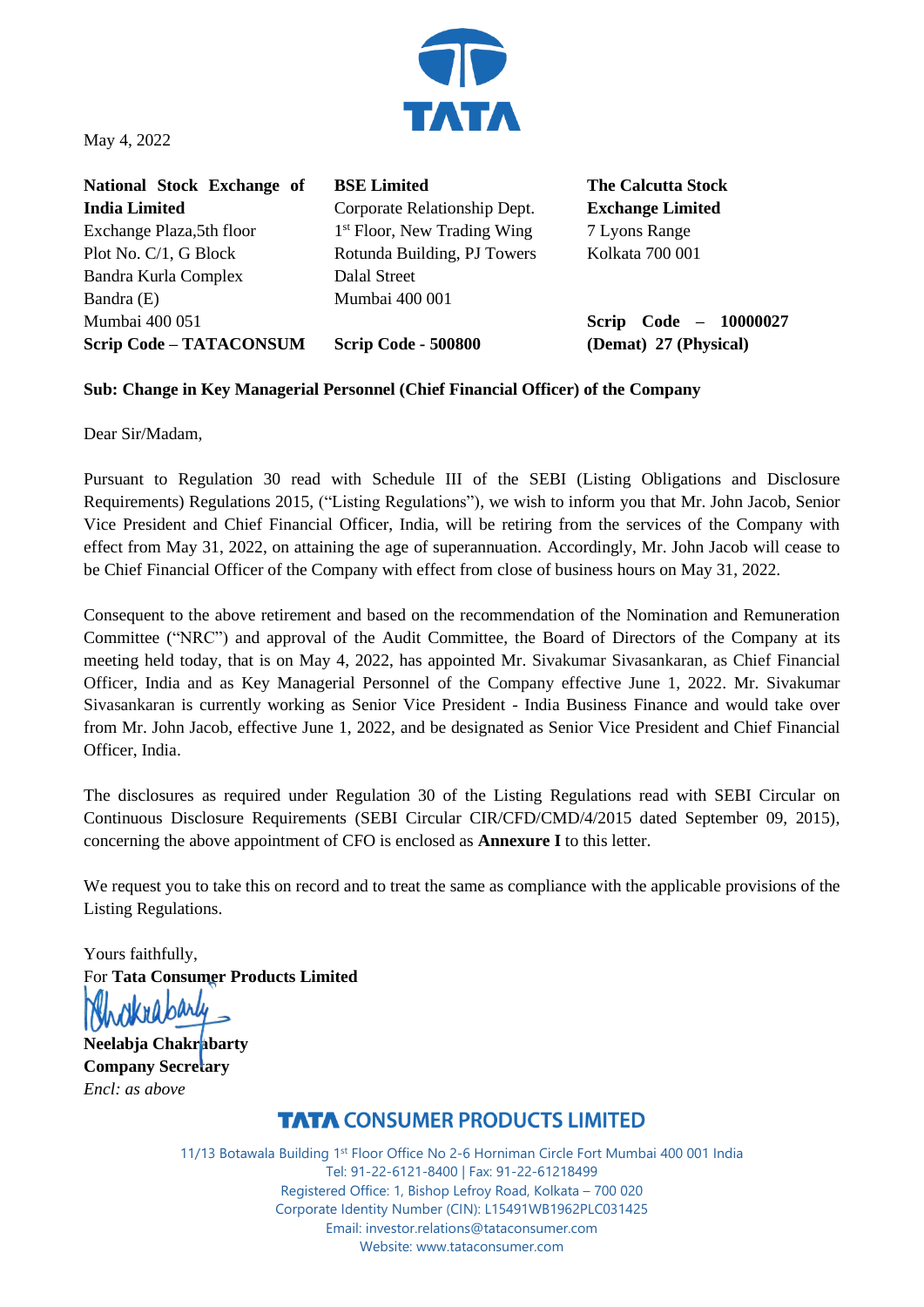May 4, 2022

**National Stock Exchange of India Limited**
Exchange Plaza,5th floor
Plot No. C/1, G Block
Bandra Kurla Complex
Bandra (E)
Mumbai 400 051
**Scrip Code – TATACONSUM**

**BSE Limited**
Corporate Relationship Dept.
1st Floor, New Trading Wing
Rotunda Building, PJ Towers
Dalal Street
Mumbai 400 001
**Scrip Code - 500800**

**The Calcutta Stock Exchange Limited**
7 Lyons Range
Kolkata 700 001

**Scrip Code – 10000027 (Demat) 27 (Physical)**

**Sub: Change in Key Managerial Personnel (Chief Financial Officer) of the Company**

Dear Sir/Madam,

Pursuant to Regulation 30 read with Schedule III of the SEBI (Listing Obligations and Disclosure Requirements) Regulations 2015, ("Listing Regulations"), we wish to inform you that Mr. John Jacob, Senior Vice President and Chief Financial Officer, India, will be retiring from the services of the Company with effect from May 31, 2022, on attaining the age of superannuation. Accordingly, Mr. John Jacob will cease to be Chief Financial Officer of the Company with effect from close of business hours on May 31, 2022.

Consequent to the above retirement and based on the recommendation of the Nomination and Remuneration Committee ("NRC") and approval of the Audit Committee, the Board of Directors of the Company at its meeting held today, that is on May 4, 2022, has appointed Mr. Sivakumar Sivasankaran, as Chief Financial Officer, India and as Key Managerial Personnel of the Company effective June 1, 2022. Mr. Sivakumar Sivasankaran is currently working as Senior Vice President - India Business Finance and would take over from Mr. John Jacob, effective June 1, 2022, and be designated as Senior Vice President and Chief Financial Officer, India.

The disclosures as required under Regulation 30 of the Listing Regulations read with SEBI Circular on Continuous Disclosure Requirements (SEBI Circular CIR/CFD/CMD/4/2015 dated September 09, 2015), concerning the above appointment of CFO is enclosed as **Annexure I** to this letter.

We request you to take this on record and to treat the same as compliance with the applicable provisions of the Listing Regulations.

Yours faithfully,
For **Tata Consumer Products Limited**

**Neelabja Chakrabarty**
**Company Secretary**
*Encl: as above*

**TATA CONSUMER PRODUCTS LIMITED**

11/13 Botawala Building 1st Floor Office No 2-6 Horniman Circle Fort Mumbai 400 001 India
Tel: 91-22-6121-8400 | Fax: 91-22-61218499
Registered Office: 1, Bishop Lefroy Road, Kolkata – 700 020
Corporate Identity Number (CIN): L15491WB1962PLC031425
Email: investor.relations@tataconsumer.com
Website: www.tataconsumer.com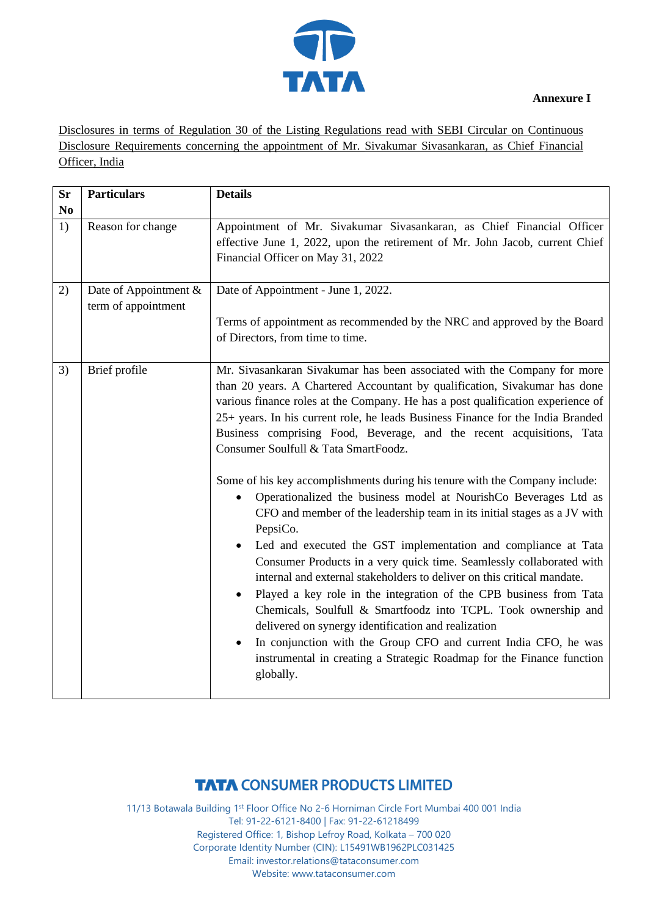**Annexure I**

<u>Disclosures in terms of Regulation 30 of the Listing Regulations read with SEBI Circular on Continuous Disclosure Requirements concerning the appointment of Mr. Sivakumar Sivasankaran, as Chief Financial Officer, India</u>

| Sr No | Particulars | Details |
|---|---|---|
| 1) | Reason for change | Appointment of Mr. Sivakumar Sivasankaran, as Chief Financial Officer effective June 1, 2022, upon the retirement of Mr. John Jacob, current Chief Financial Officer on May 31, 2022 |
| 2) | Date of Appointment & term of appointment | Date of Appointment - June 1, 2022.<br><br>Terms of appointment as recommended by the NRC and approved by the Board of Directors, from time to time. |
| 3) | Brief profile | Mr. Sivasankaran Sivakumar has been associated with the Company for more than 20 years. A Chartered Accountant by qualification, Sivakumar has done various finance roles at the Company. He has a post qualification experience of 25+ years. In his current role, he leads Business Finance for the India Branded Business comprising Food, Beverage, and the recent acquisitions, Tata Consumer Soulfull & Tata SmartFoodz.<br><br>Some of his key accomplishments during his tenure with the Company include:<br>• Operationalized the business model at NourishCo Beverages Ltd as CFO and member of the leadership team in its initial stages as a JV with PepsiCo.<br>• Led and executed the GST implementation and compliance at Tata Consumer Products in a very quick time. Seamlessly collaborated with internal and external stakeholders to deliver on this critical mandate.<br>• Played a key role in the integration of the CPB business from Tata Chemicals, Soulfull & Smartfoodz into TCPL. Took ownership and delivered on synergy identification and realization<br>• In conjunction with the Group CFO and current India CFO, he was instrumental in creating a Strategic Roadmap for the Finance function globally. |

**TATA CONSUMER PRODUCTS LIMITED**

11/13 Botawala Building 1st Floor Office No 2-6 Horniman Circle Fort Mumbai 400 001 India
Tel: 91-22-6121-8400 | Fax: 91-22-61218499
Registered Office: 1, Bishop Lefroy Road, Kolkata – 700 020
Corporate Identity Number (CIN): L15491WB1962PLC031425
Email: investor.relations@tataconsumer.com
Website: www.tataconsumer.com